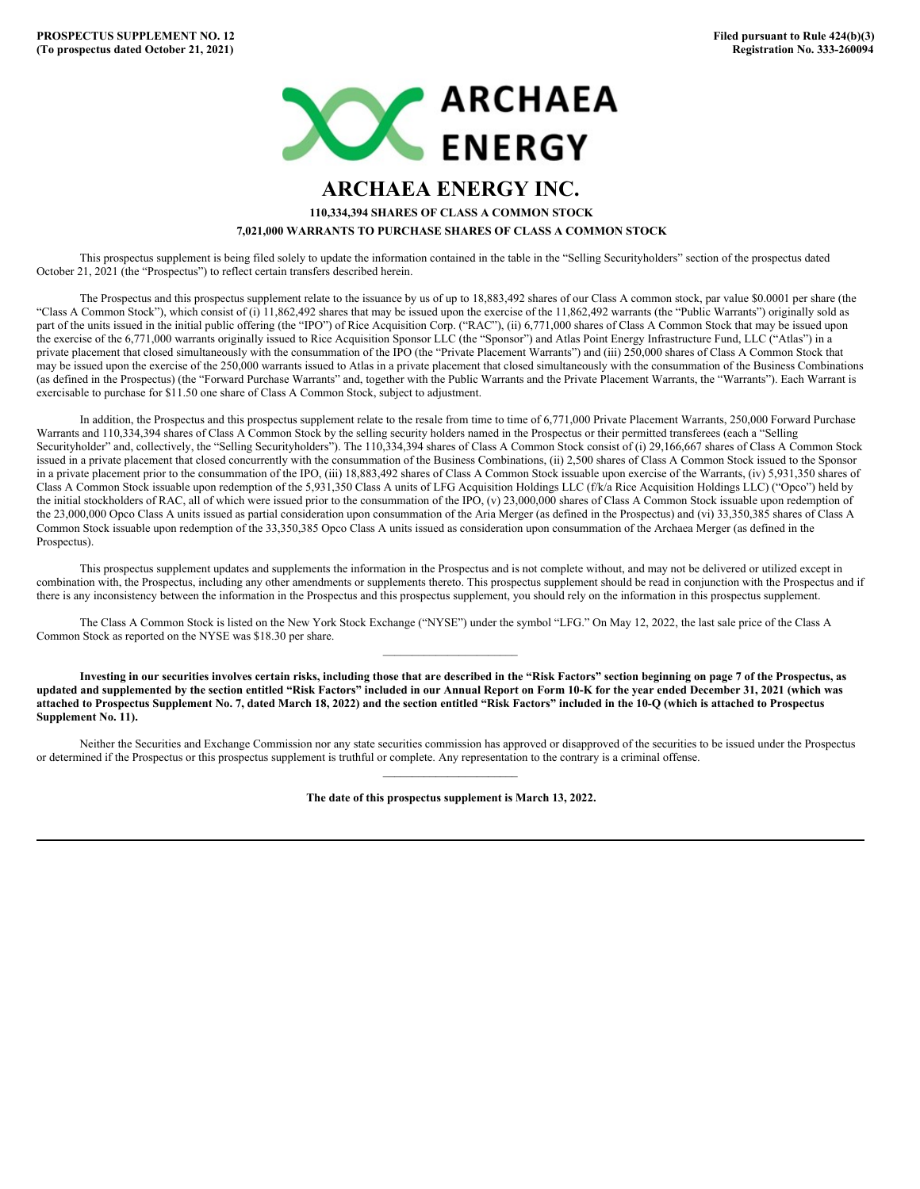**PROSPECTUS SUPPLEMENT NO. 12**
**(To prospectus dated October 21, 2021)**

**Filed pursuant to Rule 424(b)(3)**
**Registration No. 333-260094**

# ARCHAEA ENERGY INC.

**110,334,394 SHARES OF CLASS A COMMON STOCK**

**7,021,000 WARRANTS TO PURCHASE SHARES OF CLASS A COMMON STOCK**

This prospectus supplement is being filed solely to update the information contained in the table in the "Selling Securityholders" section of the prospectus dated October 21, 2021 (the "Prospectus") to reflect certain transfers described herein.

The Prospectus and this prospectus supplement relate to the issuance by us of up to 18,883,492 shares of our Class A common stock, par value $0.0001 per share (the "Class A Common Stock"), which consist of (i) 11,862,492 shares that may be issued upon the exercise of the 11,862,492 warrants (the "Public Warrants") originally sold as part of the units issued in the initial public offering (the "IPO") of Rice Acquisition Corp. ("RAC"), (ii) 6,771,000 shares of Class A Common Stock that may be issued upon the exercise of the 6,771,000 warrants originally issued to Rice Acquisition Sponsor LLC (the "Sponsor") and Atlas Point Energy Infrastructure Fund, LLC ("Atlas") in a private placement that closed simultaneously with the consummation of the IPO (the "Private Placement Warrants") and (iii) 250,000 shares of Class A Common Stock that may be issued upon the exercise of the 250,000 warrants issued to Atlas in a private placement that closed simultaneously with the consummation of the Business Combinations (as defined in the Prospectus) (the "Forward Purchase Warrants" and, together with the Public Warrants and the Private Placement Warrants, the "Warrants"). Each Warrant is exercisable to purchase for $11.50 one share of Class A Common Stock, subject to adjustment.

In addition, the Prospectus and this prospectus supplement relate to the resale from time to time of 6,771,000 Private Placement Warrants, 250,000 Forward Purchase Warrants and 110,334,394 shares of Class A Common Stock by the selling security holders named in the Prospectus or their permitted transferees (each a "Selling Securityholder" and, collectively, the "Selling Securityholders"). The 110,334,394 shares of Class A Common Stock consist of (i) 29,166,667 shares of Class A Common Stock issued in a private placement that closed concurrently with the consummation of the Business Combinations, (ii) 2,500 shares of Class A Common Stock issued to the Sponsor in a private placement prior to the consummation of the IPO, (iii) 18,883,492 shares of Class A Common Stock issuable upon exercise of the Warrants, (iv) 5,931,350 shares of Class A Common Stock issuable upon redemption of the 5,931,350 Class A units of LFG Acquisition Holdings LLC (f/k/a Rice Acquisition Holdings LLC) ("Opco") held by the initial stockholders of RAC, all of which were issued prior to the consummation of the IPO, (v) 23,000,000 shares of Class A Common Stock issuable upon redemption of the 23,000,000 Opco Class A units issued as partial consideration upon consummation of the Aria Merger (as defined in the Prospectus) and (vi) 33,350,385 shares of Class A Common Stock issuable upon redemption of the 33,350,385 Opco Class A units issued as consideration upon consummation of the Archaea Merger (as defined in the Prospectus).

This prospectus supplement updates and supplements the information in the Prospectus and is not complete without, and may not be delivered or utilized except in combination with, the Prospectus, including any other amendments or supplements thereto. This prospectus supplement should be read in conjunction with the Prospectus and if there is any inconsistency between the information in the Prospectus and this prospectus supplement, you should rely on the information in this prospectus supplement.

The Class A Common Stock is listed on the New York Stock Exchange ("NYSE") under the symbol "LFG." On May 12, 2022, the last sale price of the Class A Common Stock as reported on the NYSE was $18.30 per share.

---

**Investing in our securities involves certain risks, including those that are described in the "Risk Factors" section beginning on page 7 of the Prospectus, as updated and supplemented by the section entitled "Risk Factors" included in our Annual Report on Form 10-K for the year ended December 31, 2021 (which was attached to Prospectus Supplement No. 7, dated March 18, 2022) and the section entitled "Risk Factors" included in the 10-Q (which is attached to Prospectus Supplement No. 11).**

Neither the Securities and Exchange Commission nor any state securities commission has approved or disapproved of the securities to be issued under the Prospectus or determined if the Prospectus or this prospectus supplement is truthful or complete. Any representation to the contrary is a criminal offense.

---

**The date of this prospectus supplement is March 13, 2022.**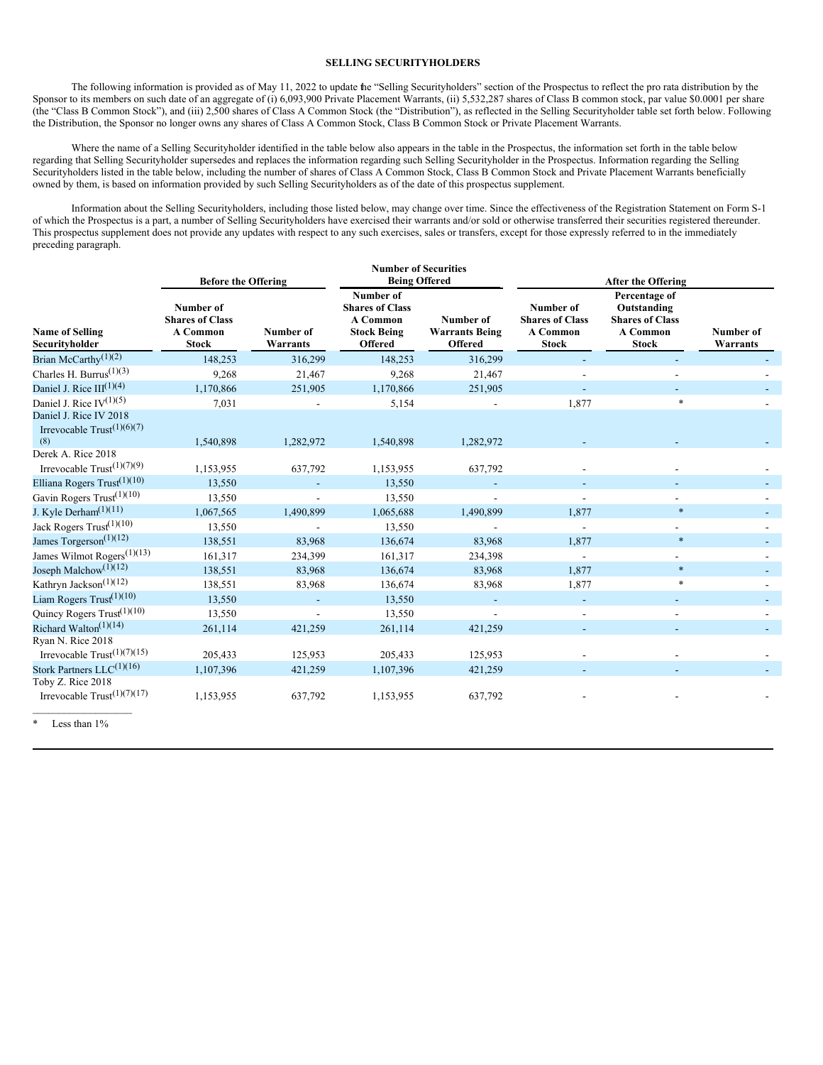**SELLING SECURITYHOLDERS**

The following information is provided as of May 11, 2022 to update the "Selling Securityholders" section of the Prospectus to reflect the pro rata distribution by the Sponsor to its members on such date of an aggregate of (i) 6,093,900 Private Placement Warrants, (ii) 5,532,287 shares of Class B common stock, par value $0.0001 per share (the "Class B Common Stock"), and (iii) 2,500 shares of Class A Common Stock (the "Distribution"), as reflected in the Selling Securityholder table set forth below. Following the Distribution, the Sponsor no longer owns any shares of Class A Common Stock, Class B Common Stock or Private Placement Warrants.

Where the name of a Selling Securityholder identified in the table below also appears in the table in the Prospectus, the information set forth in the table below regarding that Selling Securityholder supersedes and replaces the information regarding such Selling Securityholder in the Prospectus. Information regarding the Selling Securityholders listed in the table below, including the number of shares of Class A Common Stock, Class B Common Stock and Private Placement Warrants beneficially owned by them, is based on information provided by such Selling Securityholders as of the date of this prospectus supplement.

Information about the Selling Securityholders, including those listed below, may change over time. Since the effectiveness of the Registration Statement on Form S-1 of which the Prospectus is a part, a number of Selling Securityholders have exercised their warrants and/or sold or otherwise transferred their securities registered thereunder. This prospectus supplement does not provide any updates with respect to any such exercises, sales or transfers, except for those expressly referred to in the immediately preceding paragraph.

| | Before the Offering | | Number of Securities Being Offered | | After the Offering | | |
|---|---|---|---|---|---|---|---|
| **Name of Selling Securityholder** | **Number of Shares of Class A Common Stock** | **Number of Warrants** | **Number of Shares of Class A Common Stock Being Offered** | **Number of Warrants Being Offered** | **Number of Shares of Class A Common Stock** | **Percentage of Outstanding Shares of Class A Common Stock** | **Number of Warrants** |
| Brian McCarthy(1)(2) | 148,253 | 316,299 | 148,253 | 316,299 | - | - | - |
| Charles H. Burrus(1)(3) | 9,268 | 21,467 | 9,268 | 21,467 | - | - | - |
| Daniel J. Rice III(1)(4) | 1,170,866 | 251,905 | 1,170,866 | 251,905 | - | - | - |
| Daniel J. Rice IV(1)(5) | 7,031 | - | 5,154 | - | 1,877 | * | - |
| Daniel J. Rice IV 2018 Irrevocable Trust(1)(6)(7)(8) | 1,540,898 | 1,282,972 | 1,540,898 | 1,282,972 | - | - | - |
| Derek A. Rice 2018 Irrevocable Trust(1)(7)(9) | 1,153,955 | 637,792 | 1,153,955 | 637,792 | - | - | - |
| Elliana Rogers Trust(1)(10) | 13,550 | - | 13,550 | - | - | - | - |
| Gavin Rogers Trust(1)(10) | 13,550 | - | 13,550 | - | - | - | - |
| J. Kyle Derham(1)(11) | 1,067,565 | 1,490,899 | 1,065,688 | 1,490,899 | 1,877 | * | - |
| Jack Rogers Trust(1)(10) | 13,550 | - | 13,550 | - | - | - | - |
| James Torgerson(1)(12) | 138,551 | 83,968 | 136,674 | 83,968 | 1,877 | * | - |
| James Wilmot Rogers(1)(13) | 161,317 | 234,399 | 161,317 | 234,398 | - | - | - |
| Joseph Malchow(1)(12) | 138,551 | 83,968 | 136,674 | 83,968 | 1,877 | * | - |
| Kathryn Jackson(1)(12) | 138,551 | 83,968 | 136,674 | 83,968 | 1,877 | * | - |
| Liam Rogers Trust(1)(10) | 13,550 | - | 13,550 | - | - | - | - |
| Quincy Rogers Trust(1)(10) | 13,550 | - | 13,550 | - | - | - | - |
| Richard Walton(1)(14) | 261,114 | 421,259 | 261,114 | 421,259 | - | - | - |
| Ryan N. Rice 2018 Irrevocable Trust(1)(7)(15) | 205,433 | 125,953 | 205,433 | 125,953 | - | - | - |
| Stork Partners LLC(1)(16) | 1,107,396 | 421,259 | 1,107,396 | 421,259 | - | - | - |
| Toby Z. Rice 2018 Irrevocable Trust(1)(7)(17) | 1,153,955 | 637,792 | 1,153,955 | 637,792 | - | - | - |

\* Less than 1%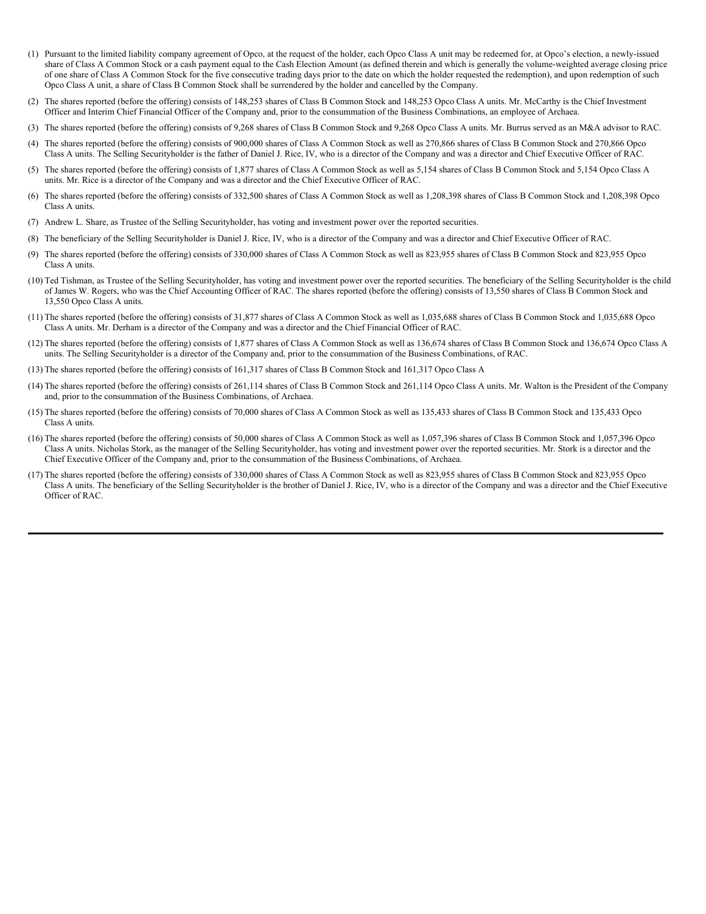(1) Pursuant to the limited liability company agreement of Opco, at the request of the holder, each Opco Class A unit may be redeemed for, at Opco's election, a newly-issued share of Class A Common Stock or a cash payment equal to the Cash Election Amount (as defined therein and which is generally the volume-weighted average closing price of one share of Class A Common Stock for the five consecutive trading days prior to the date on which the holder requested the redemption), and upon redemption of such Opco Class A unit, a share of Class B Common Stock shall be surrendered by the holder and cancelled by the Company.

(2) The shares reported (before the offering) consists of 148,253 shares of Class B Common Stock and 148,253 Opco Class A units. Mr. McCarthy is the Chief Investment Officer and Interim Chief Financial Officer of the Company and, prior to the consummation of the Business Combinations, an employee of Archaea.

(3) The shares reported (before the offering) consists of 9,268 shares of Class B Common Stock and 9,268 Opco Class A units. Mr. Burrus served as an M&A advisor to RAC.

(4) The shares reported (before the offering) consists of 900,000 shares of Class A Common Stock as well as 270,866 shares of Class B Common Stock and 270,866 Opco Class A units. The Selling Securityholder is the father of Daniel J. Rice, IV, who is a director of the Company and was a director and Chief Executive Officer of RAC.

(5) The shares reported (before the offering) consists of 1,877 shares of Class A Common Stock as well as 5,154 shares of Class B Common Stock and 5,154 Opco Class A units. Mr. Rice is a director of the Company and was a director and the Chief Executive Officer of RAC.

(6) The shares reported (before the offering) consists of 332,500 shares of Class A Common Stock as well as 1,208,398 shares of Class B Common Stock and 1,208,398 Opco Class A units.

(7) Andrew L. Share, as Trustee of the Selling Securityholder, has voting and investment power over the reported securities.

(8) The beneficiary of the Selling Securityholder is Daniel J. Rice, IV, who is a director of the Company and was a director and Chief Executive Officer of RAC.

(9) The shares reported (before the offering) consists of 330,000 shares of Class A Common Stock as well as 823,955 shares of Class B Common Stock and 823,955 Opco Class A units.

(10) Ted Tishman, as Trustee of the Selling Securityholder, has voting and investment power over the reported securities. The beneficiary of the Selling Securityholder is the child of James W. Rogers, who was the Chief Accounting Officer of RAC. The shares reported (before the offering) consists of 13,550 shares of Class B Common Stock and 13,550 Opco Class A units.

(11) The shares reported (before the offering) consists of 31,877 shares of Class A Common Stock as well as 1,035,688 shares of Class B Common Stock and 1,035,688 Opco Class A units. Mr. Derham is a director of the Company and was a director and the Chief Financial Officer of RAC.

(12) The shares reported (before the offering) consists of 1,877 shares of Class A Common Stock as well as 136,674 shares of Class B Common Stock and 136,674 Opco Class A units. The Selling Securityholder is a director of the Company and, prior to the consummation of the Business Combinations, of RAC.

(13) The shares reported (before the offering) consists of 161,317 shares of Class B Common Stock and 161,317 Opco Class A

(14) The shares reported (before the offering) consists of 261,114 shares of Class B Common Stock and 261,114 Opco Class A units. Mr. Walton is the President of the Company and, prior to the consummation of the Business Combinations, of Archaea.

(15) The shares reported (before the offering) consists of 70,000 shares of Class A Common Stock as well as 135,433 shares of Class B Common Stock and 135,433 Opco Class A units.

(16) The shares reported (before the offering) consists of 50,000 shares of Class A Common Stock as well as 1,057,396 shares of Class B Common Stock and 1,057,396 Opco Class A units. Nicholas Stork, as the manager of the Selling Securityholder, has voting and investment power over the reported securities. Mr. Stork is a director and the Chief Executive Officer of the Company and, prior to the consummation of the Business Combinations, of Archaea.

(17) The shares reported (before the offering) consists of 330,000 shares of Class A Common Stock as well as 823,955 shares of Class B Common Stock and 823,955 Opco Class A units. The beneficiary of the Selling Securityholder is the brother of Daniel J. Rice, IV, who is a director of the Company and was a director and the Chief Executive Officer of RAC.